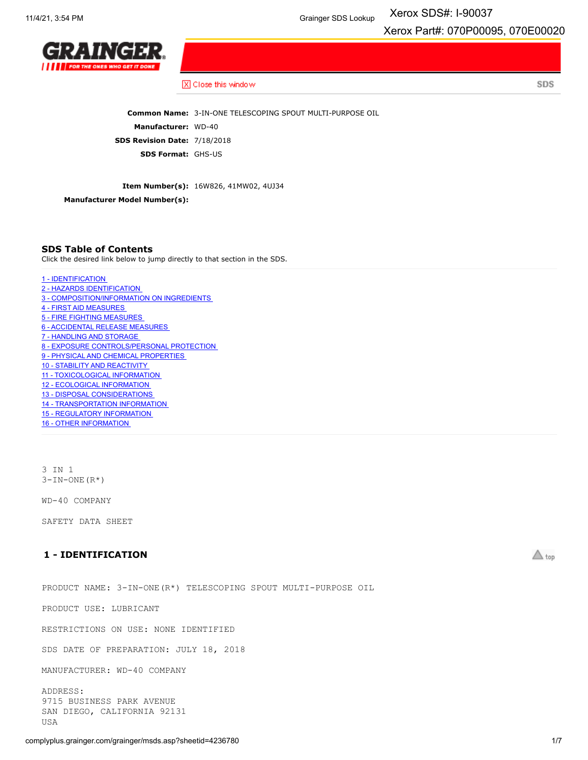Xerox SDS#: I-90037

Xerox Part#: 070P00095, 070E00020

GRAINGER

FOR THE ONES WHO GET IT DONE

Close this window

SDS

**Common Name:** 3-IN-ONE TELESCOPING SPOUT MULTI-PURPOSE OIL

**Manufacturer:** WD-40

**SDS Revision Date:** 7/18/2018

**SDS Format:** GHS-US

**Item Number(s):** 16W826, 41MW02, 4UJ34

**Manufacturer Model Number(s):**

## SDS Table of Contents

Click the desired link below to jump directly to that section in the SDS.

1 - IDENTIFICATION
2 - HAZARDS IDENTIFICATION
3 - COMPOSITION/INFORMATION ON INGREDIENTS
4 - FIRST AID MEASURES
5 - FIRE FIGHTING MEASURES
6 - ACCIDENTAL RELEASE MEASURES
7 - HANDLING AND STORAGE
8 - EXPOSURE CONTROLS/PERSONAL PROTECTION
9 - PHYSICAL AND CHEMICAL PROPERTIES
10 - STABILITY AND REACTIVITY
11 - TOXICOLOGICAL INFORMATION
12 - ECOLOGICAL INFORMATION
13 - DISPOSAL CONSIDERATIONS
14 - TRANSPORTATION INFORMATION
15 - REGULATORY INFORMATION
16 - OTHER INFORMATION

3 IN 1
3-IN-ONE(R*)

WD-40 COMPANY

SAFETY DATA SHEET

## 1 - IDENTIFICATION

top

PRODUCT NAME: 3-IN-ONE(R*) TELESCOPING SPOUT MULTI-PURPOSE OIL

PRODUCT USE: LUBRICANT

RESTRICTIONS ON USE: NONE IDENTIFIED

SDS DATE OF PREPARATION: JULY 18, 2018

MANUFACTURER: WD-40 COMPANY

ADDRESS:
9715 BUSINESS PARK AVENUE
SAN DIEGO, CALIFORNIA 92131
USA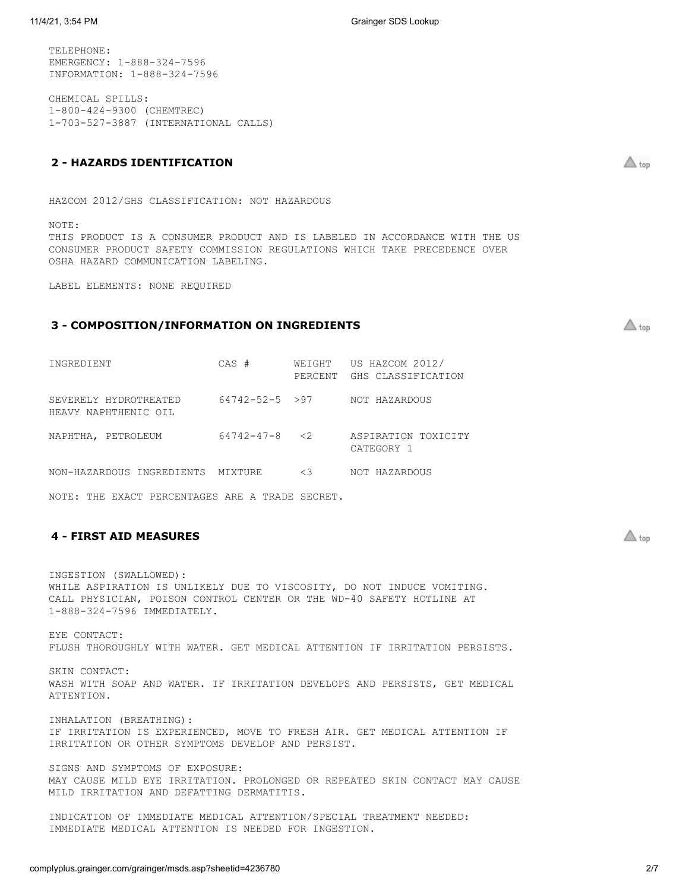TELEPHONE:
EMERGENCY: 1-888-324-7596
INFORMATION: 1-888-324-7596

CHEMICAL SPILLS:
1-800-424-9300 (CHEMTREC)
1-703-527-3887 (INTERNATIONAL CALLS)

## 2 - HAZARDS IDENTIFICATION

HAZCOM 2012/GHS CLASSIFICATION: NOT HAZARDOUS

NOTE:
THIS PRODUCT IS A CONSUMER PRODUCT AND IS LABELED IN ACCORDANCE WITH THE US CONSUMER PRODUCT SAFETY COMMISSION REGULATIONS WHICH TAKE PRECEDENCE OVER OSHA HAZARD COMMUNICATION LABELING.

LABEL ELEMENTS: NONE REQUIRED

## 3 - COMPOSITION/INFORMATION ON INGREDIENTS

| INGREDIENT | CAS # | WEIGHT PERCENT | US HAZCOM 2012/ GHS CLASSIFICATION |
|---|---|---|---|
| SEVERELY HYDROTREATED HEAVY NAPHTHENIC OIL | 64742-52-5 | >97 | NOT HAZARDOUS |
| NAPHTHA, PETROLEUM | 64742-47-8 | <2 | ASPIRATION TOXICITY CATEGORY 1 |
| NON-HAZARDOUS INGREDIENTS | MIXTURE | <3 | NOT HAZARDOUS |

NOTE: THE EXACT PERCENTAGES ARE A TRADE SECRET.

## 4 - FIRST AID MEASURES

INGESTION (SWALLOWED):
WHILE ASPIRATION IS UNLIKELY DUE TO VISCOSITY, DO NOT INDUCE VOMITING. CALL PHYSICIAN, POISON CONTROL CENTER OR THE WD-40 SAFETY HOTLINE AT 1-888-324-7596 IMMEDIATELY.

EYE CONTACT:
FLUSH THOROUGHLY WITH WATER. GET MEDICAL ATTENTION IF IRRITATION PERSISTS.

SKIN CONTACT:
WASH WITH SOAP AND WATER. IF IRRITATION DEVELOPS AND PERSISTS, GET MEDICAL ATTENTION.

INHALATION (BREATHING):
IF IRRITATION IS EXPERIENCED, MOVE TO FRESH AIR. GET MEDICAL ATTENTION IF IRRITATION OR OTHER SYMPTOMS DEVELOP AND PERSIST.

SIGNS AND SYMPTOMS OF EXPOSURE:
MAY CAUSE MILD EYE IRRITATION. PROLONGED OR REPEATED SKIN CONTACT MAY CAUSE MILD IRRITATION AND DEFATTING DERMATITIS.

INDICATION OF IMMEDIATE MEDICAL ATTENTION/SPECIAL TREATMENT NEEDED:
IMMEDIATE MEDICAL ATTENTION IS NEEDED FOR INGESTION.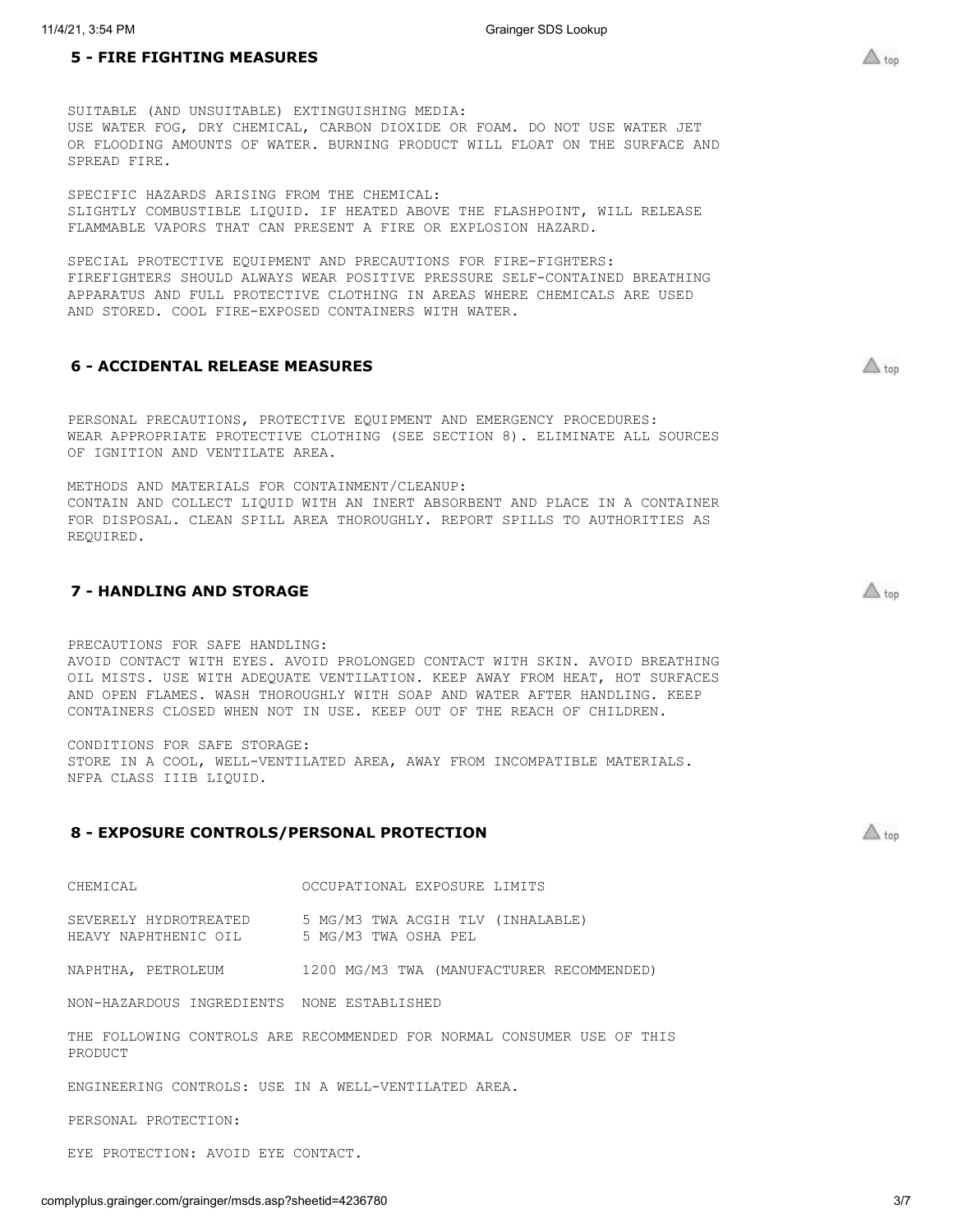## 5 - FIRE FIGHTING MEASURES

SUITABLE (AND UNSUITABLE) EXTINGUISHING MEDIA:
USE WATER FOG, DRY CHEMICAL, CARBON DIOXIDE OR FOAM. DO NOT USE WATER JET OR FLOODING AMOUNTS OF WATER. BURNING PRODUCT WILL FLOAT ON THE SURFACE AND SPREAD FIRE.

SPECIFIC HAZARDS ARISING FROM THE CHEMICAL:
SLIGHTLY COMBUSTIBLE LIQUID. IF HEATED ABOVE THE FLASHPOINT, WILL RELEASE FLAMMABLE VAPORS THAT CAN PRESENT A FIRE OR EXPLOSION HAZARD.

SPECIAL PROTECTIVE EQUIPMENT AND PRECAUTIONS FOR FIRE-FIGHTERS:
FIREFIGHTERS SHOULD ALWAYS WEAR POSITIVE PRESSURE SELF-CONTAINED BREATHING APPARATUS AND FULL PROTECTIVE CLOTHING IN AREAS WHERE CHEMICALS ARE USED AND STORED. COOL FIRE-EXPOSED CONTAINERS WITH WATER.

## 6 - ACCIDENTAL RELEASE MEASURES

PERSONAL PRECAUTIONS, PROTECTIVE EQUIPMENT AND EMERGENCY PROCEDURES:
WEAR APPROPRIATE PROTECTIVE CLOTHING (SEE SECTION 8). ELIMINATE ALL SOURCES OF IGNITION AND VENTILATE AREA.

METHODS AND MATERIALS FOR CONTAINMENT/CLEANUP:
CONTAIN AND COLLECT LIQUID WITH AN INERT ABSORBENT AND PLACE IN A CONTAINER FOR DISPOSAL. CLEAN SPILL AREA THOROUGHLY. REPORT SPILLS TO AUTHORITIES AS REQUIRED.

## 7 - HANDLING AND STORAGE

PRECAUTIONS FOR SAFE HANDLING:
AVOID CONTACT WITH EYES. AVOID PROLONGED CONTACT WITH SKIN. AVOID BREATHING OIL MISTS. USE WITH ADEQUATE VENTILATION. KEEP AWAY FROM HEAT, HOT SURFACES AND OPEN FLAMES. WASH THOROUGHLY WITH SOAP AND WATER AFTER HANDLING. KEEP CONTAINERS CLOSED WHEN NOT IN USE. KEEP OUT OF THE REACH OF CHILDREN.

CONDITIONS FOR SAFE STORAGE:
STORE IN A COOL, WELL-VENTILATED AREA, AWAY FROM INCOMPATIBLE MATERIALS. NFPA CLASS IIIB LIQUID.

## 8 - EXPOSURE CONTROLS/PERSONAL PROTECTION

| CHEMICAL | OCCUPATIONAL EXPOSURE LIMITS |
| --- | --- |
| SEVERELY HYDROTREATED HEAVY NAPHTHENIC OIL | 5 MG/M3 TWA ACGIH TLV (INHALABLE)<br>5 MG/M3 TWA OSHA PEL |
| NAPHTHA, PETROLEUM | 1200 MG/M3 TWA (MANUFACTURER RECOMMENDED) |
| NON-HAZARDOUS INGREDIENTS | NONE ESTABLISHED |

THE FOLLOWING CONTROLS ARE RECOMMENDED FOR NORMAL CONSUMER USE OF THIS PRODUCT

ENGINEERING CONTROLS: USE IN A WELL-VENTILATED AREA.

PERSONAL PROTECTION:

EYE PROTECTION: AVOID EYE CONTACT.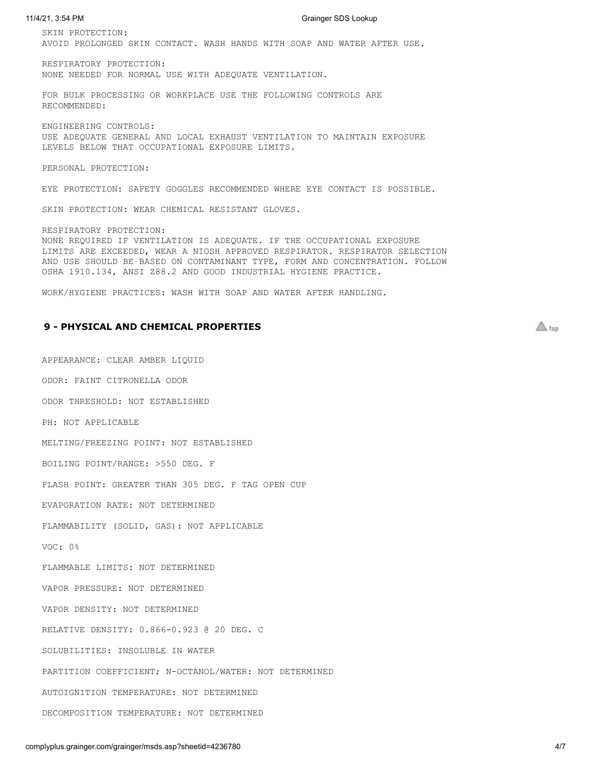SKIN PROTECTION:
AVOID PROLONGED SKIN CONTACT. WASH HANDS WITH SOAP AND WATER AFTER USE.

RESPIRATORY PROTECTION:
NONE NEEDED FOR NORMAL USE WITH ADEQUATE VENTILATION.

FOR BULK PROCESSING OR WORKPLACE USE THE FOLLOWING CONTROLS ARE RECOMMENDED:

ENGINEERING CONTROLS:
USE ADEQUATE GENERAL AND LOCAL EXHAUST VENTILATION TO MAINTAIN EXPOSURE LEVELS BELOW THAT OCCUPATIONAL EXPOSURE LIMITS.

PERSONAL PROTECTION:

EYE PROTECTION: SAFETY GOGGLES RECOMMENDED WHERE EYE CONTACT IS POSSIBLE.

SKIN PROTECTION: WEAR CHEMICAL RESISTANT GLOVES.

RESPIRATORY PROTECTION:
NONE REQUIRED IF VENTILATION IS ADEQUATE. IF THE OCCUPATIONAL EXPOSURE LIMITS ARE EXCEEDED, WEAR A NIOSH APPROVED RESPIRATOR. RESPIRATOR SELECTION AND USE SHOULD BE BASED ON CONTAMINANT TYPE, FORM AND CONCENTRATION. FOLLOW OSHA 1910.134, ANSI Z88.2 AND GOOD INDUSTRIAL HYGIENE PRACTICE.

WORK/HYGIENE PRACTICES: WASH WITH SOAP AND WATER AFTER HANDLING.

## 9 - PHYSICAL AND CHEMICAL PROPERTIES

APPEARANCE: CLEAR AMBER LIQUID

ODOR: FAINT CITRONELLA ODOR

ODOR THRESHOLD: NOT ESTABLISHED

PH: NOT APPLICABLE

MELTING/FREEZING POINT: NOT ESTABLISHED

BOILING POINT/RANGE: >550 DEG. F

FLASH POINT: GREATER THAN 305 DEG. F TAG OPEN CUP

EVAPORATION RATE: NOT DETERMINED

FLAMMABILITY (SOLID, GAS): NOT APPLICABLE

VOC: 0%

FLAMMABLE LIMITS: NOT DETERMINED

VAPOR PRESSURE: NOT DETERMINED

VAPOR DENSITY: NOT DETERMINED

RELATIVE DENSITY: 0.866-0.923 @ 20 DEG. C

SOLUBILITIES: INSOLUBLE IN WATER

PARTITION COEFFICIENT; N-OCTANOL/WATER: NOT DETERMINED

AUTOIGNITION TEMPERATURE: NOT DETERMINED

DECOMPOSITION TEMPERATURE: NOT DETERMINED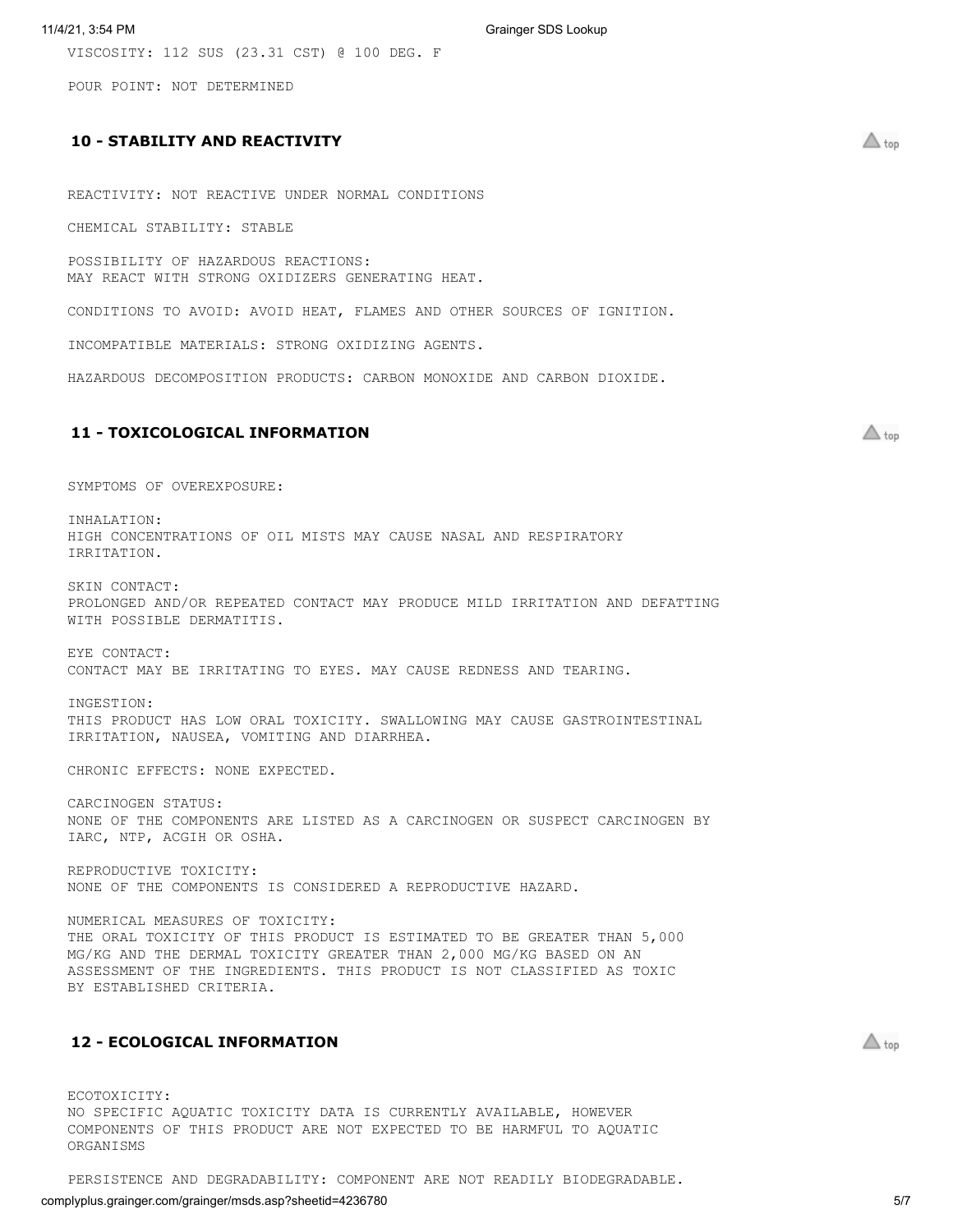VISCOSITY: 112 SUS (23.31 CST) @ 100 DEG. F

POUR POINT: NOT DETERMINED

## 10 - STABILITY AND REACTIVITY

REACTIVITY: NOT REACTIVE UNDER NORMAL CONDITIONS

CHEMICAL STABILITY: STABLE

POSSIBILITY OF HAZARDOUS REACTIONS:
MAY REACT WITH STRONG OXIDIZERS GENERATING HEAT.

CONDITIONS TO AVOID: AVOID HEAT, FLAMES AND OTHER SOURCES OF IGNITION.

INCOMPATIBLE MATERIALS: STRONG OXIDIZING AGENTS.

HAZARDOUS DECOMPOSITION PRODUCTS: CARBON MONOXIDE AND CARBON DIOXIDE.

## 11 - TOXICOLOGICAL INFORMATION

SYMPTOMS OF OVEREXPOSURE:

INHALATION:
HIGH CONCENTRATIONS OF OIL MISTS MAY CAUSE NASAL AND RESPIRATORY IRRITATION.

SKIN CONTACT:
PROLONGED AND/OR REPEATED CONTACT MAY PRODUCE MILD IRRITATION AND DEFATTING WITH POSSIBLE DERMATITIS.

EYE CONTACT:
CONTACT MAY BE IRRITATING TO EYES. MAY CAUSE REDNESS AND TEARING.

INGESTION:
THIS PRODUCT HAS LOW ORAL TOXICITY. SWALLOWING MAY CAUSE GASTROINTESTINAL IRRITATION, NAUSEA, VOMITING AND DIARRHEA.

CHRONIC EFFECTS: NONE EXPECTED.

CARCINOGEN STATUS:
NONE OF THE COMPONENTS ARE LISTED AS A CARCINOGEN OR SUSPECT CARCINOGEN BY IARC, NTP, ACGIH OR OSHA.

REPRODUCTIVE TOXICITY:
NONE OF THE COMPONENTS IS CONSIDERED A REPRODUCTIVE HAZARD.

NUMERICAL MEASURES OF TOXICITY:
THE ORAL TOXICITY OF THIS PRODUCT IS ESTIMATED TO BE GREATER THAN 5,000 MG/KG AND THE DERMAL TOXICITY GREATER THAN 2,000 MG/KG BASED ON AN ASSESSMENT OF THE INGREDIENTS. THIS PRODUCT IS NOT CLASSIFIED AS TOXIC BY ESTABLISHED CRITERIA.

## 12 - ECOLOGICAL INFORMATION

ECOTOXICITY:
NO SPECIFIC AQUATIC TOXICITY DATA IS CURRENTLY AVAILABLE, HOWEVER COMPONENTS OF THIS PRODUCT ARE NOT EXPECTED TO BE HARMFUL TO AQUATIC ORGANISMS

PERSISTENCE AND DEGRADABILITY: COMPONENT ARE NOT READILY BIODEGRADABLE.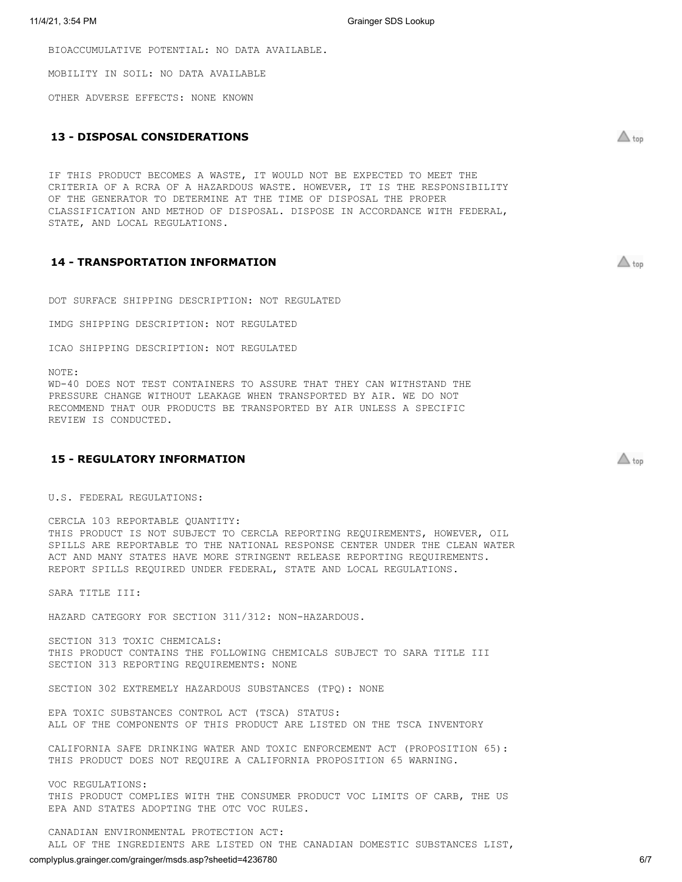BIOACCUMULATIVE POTENTIAL: NO DATA AVAILABLE.

MOBILITY IN SOIL: NO DATA AVAILABLE

OTHER ADVERSE EFFECTS: NONE KNOWN

## 13 - DISPOSAL CONSIDERATIONS

IF THIS PRODUCT BECOMES A WASTE, IT WOULD NOT BE EXPECTED TO MEET THE CRITERIA OF A RCRA OF A HAZARDOUS WASTE. HOWEVER, IT IS THE RESPONSIBILITY OF THE GENERATOR TO DETERMINE AT THE TIME OF DISPOSAL THE PROPER CLASSIFICATION AND METHOD OF DISPOSAL. DISPOSE IN ACCORDANCE WITH FEDERAL, STATE, AND LOCAL REGULATIONS.

## 14 - TRANSPORTATION INFORMATION

DOT SURFACE SHIPPING DESCRIPTION: NOT REGULATED

IMDG SHIPPING DESCRIPTION: NOT REGULATED

ICAO SHIPPING DESCRIPTION: NOT REGULATED

NOTE:
WD-40 DOES NOT TEST CONTAINERS TO ASSURE THAT THEY CAN WITHSTAND THE PRESSURE CHANGE WITHOUT LEAKAGE WHEN TRANSPORTED BY AIR. WE DO NOT RECOMMEND THAT OUR PRODUCTS BE TRANSPORTED BY AIR UNLESS A SPECIFIC REVIEW IS CONDUCTED.

## 15 - REGULATORY INFORMATION

U.S. FEDERAL REGULATIONS:

CERCLA 103 REPORTABLE QUANTITY:
THIS PRODUCT IS NOT SUBJECT TO CERCLA REPORTING REQUIREMENTS, HOWEVER, OIL SPILLS ARE REPORTABLE TO THE NATIONAL RESPONSE CENTER UNDER THE CLEAN WATER ACT AND MANY STATES HAVE MORE STRINGENT RELEASE REPORTING REQUIREMENTS. REPORT SPILLS REQUIRED UNDER FEDERAL, STATE AND LOCAL REGULATIONS.

SARA TITLE III:

HAZARD CATEGORY FOR SECTION 311/312: NON-HAZARDOUS.

SECTION 313 TOXIC CHEMICALS:
THIS PRODUCT CONTAINS THE FOLLOWING CHEMICALS SUBJECT TO SARA TITLE III SECTION 313 REPORTING REQUIREMENTS: NONE

SECTION 302 EXTREMELY HAZARDOUS SUBSTANCES (TPQ): NONE

EPA TOXIC SUBSTANCES CONTROL ACT (TSCA) STATUS:
ALL OF THE COMPONENTS OF THIS PRODUCT ARE LISTED ON THE TSCA INVENTORY

CALIFORNIA SAFE DRINKING WATER AND TOXIC ENFORCEMENT ACT (PROPOSITION 65):
THIS PRODUCT DOES NOT REQUIRE A CALIFORNIA PROPOSITION 65 WARNING.

VOC REGULATIONS:
THIS PRODUCT COMPLIES WITH THE CONSUMER PRODUCT VOC LIMITS OF CARB, THE US EPA AND STATES ADOPTING THE OTC VOC RULES.

CANADIAN ENVIRONMENTAL PROTECTION ACT:
ALL OF THE INGREDIENTS ARE LISTED ON THE CANADIAN DOMESTIC SUBSTANCES LIST,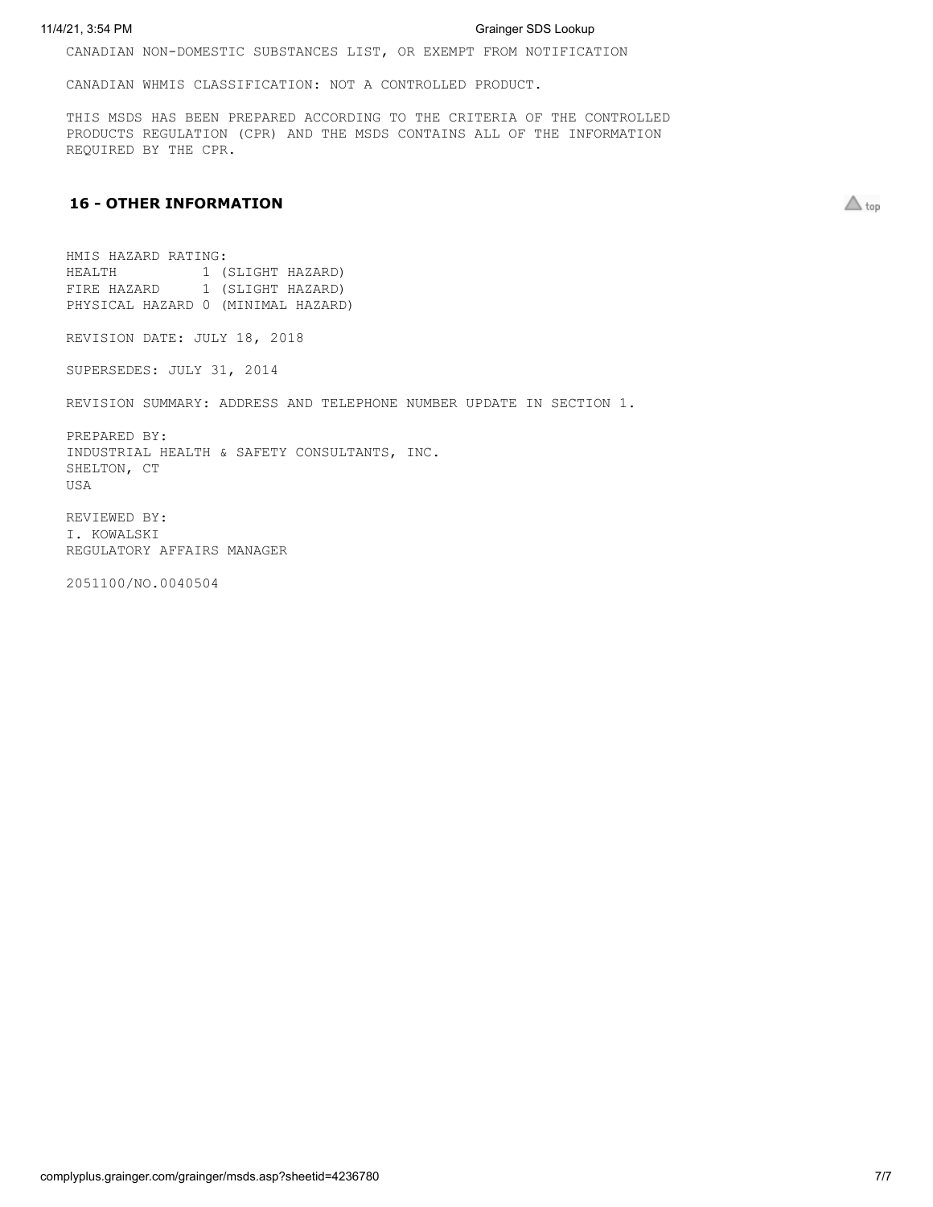CANADIAN NON-DOMESTIC SUBSTANCES LIST, OR EXEMPT FROM NOTIFICATION

CANADIAN WHMIS CLASSIFICATION: NOT A CONTROLLED PRODUCT.

THIS MSDS HAS BEEN PREPARED ACCORDING TO THE CRITERIA OF THE CONTROLLED PRODUCTS REGULATION (CPR) AND THE MSDS CONTAINS ALL OF THE INFORMATION REQUIRED BY THE CPR.

## 16 - OTHER INFORMATION

HMIS HAZARD RATING:
HEALTH 1 (SLIGHT HAZARD)
FIRE HAZARD 1 (SLIGHT HAZARD)
PHYSICAL HAZARD 0 (MINIMAL HAZARD)

REVISION DATE: JULY 18, 2018

SUPERSEDES: JULY 31, 2014

REVISION SUMMARY: ADDRESS AND TELEPHONE NUMBER UPDATE IN SECTION 1.

PREPARED BY:
INDUSTRIAL HEALTH & SAFETY CONSULTANTS, INC.
SHELTON, CT
USA

REVIEWED BY:
I. KOWALSKI
REGULATORY AFFAIRS MANAGER

2051100/NO.0040504